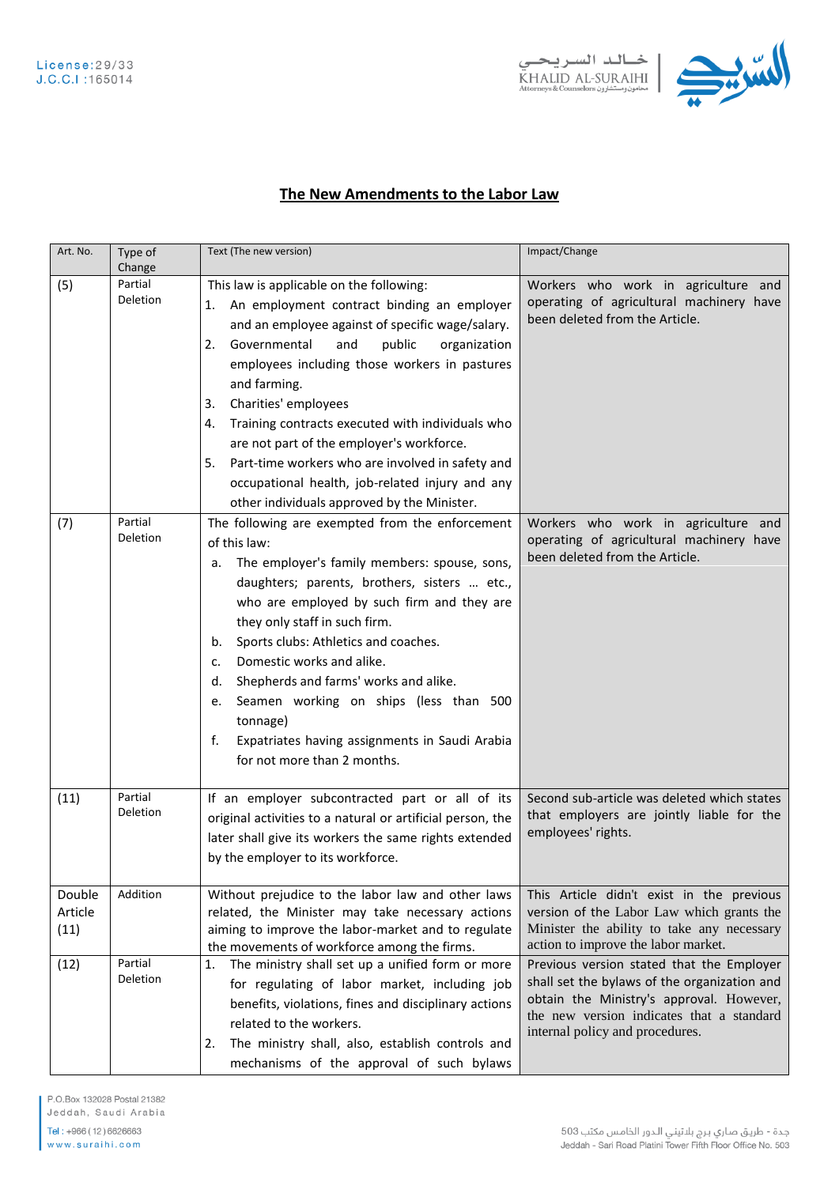## The New Amendments to the Labor Law

| Art. No. | Type of Change | Text (The new version) | Impact/Change |
|---|---|---|---|
| (5) | Partial Deletion | This law is applicable on the following:<br>1. An employment contract binding an employer and an employee against of specific wage/salary.<br>2. Governmental and public organization employees including those workers in pastures and farming.<br>3. Charities' employees<br>4. Training contracts executed with individuals who are not part of the employer's workforce.<br>5. Part-time workers who are involved in safety and occupational health, job-related injury and any other individuals approved by the Minister. | Workers who work in agriculture and operating of agricultural machinery have been deleted from the Article. |
| (7) | Partial Deletion | The following are exempted from the enforcement of this law:<br>a. The employer's family members: spouse, sons, daughters; parents, brothers, sisters … etc., who are employed by such firm and they are they only staff in such firm.<br>b. Sports clubs: Athletics and coaches.<br>c. Domestic works and alike.<br>d. Shepherds and farms' works and alike.<br>e. Seamen working on ships (less than 500 tonnage)<br>f. Expatriates having assignments in Saudi Arabia for not more than 2 months. | Workers who work in agriculture and operating of agricultural machinery have been deleted from the Article. |
| (11) | Partial Deletion | If an employer subcontracted part or all of its original activities to a natural or artificial person, the later shall give its workers the same rights extended by the employer to its workforce. | Second sub-article was deleted which states that employers are jointly liable for the employees' rights. |
| Double Article (11) | Addition | Without prejudice to the labor law and other laws related, the Minister may take necessary actions aiming to improve the labor-market and to regulate the movements of workforce among the firms. | This Article didn't exist in the previous version of the Labor Law which grants the Minister the ability to take any necessary action to improve the labor market. |
| (12) | Partial Deletion | 1. The ministry shall set up a unified form or more for regulating of labor market, including job benefits, violations, fines and disciplinary actions related to the workers.<br>2. The ministry shall, also, establish controls and mechanisms of the approval of such bylaws | Previous version stated that the Employer shall set the bylaws of the organization and obtain the Ministry's approval. However, the new version indicates that a standard internal policy and procedures. |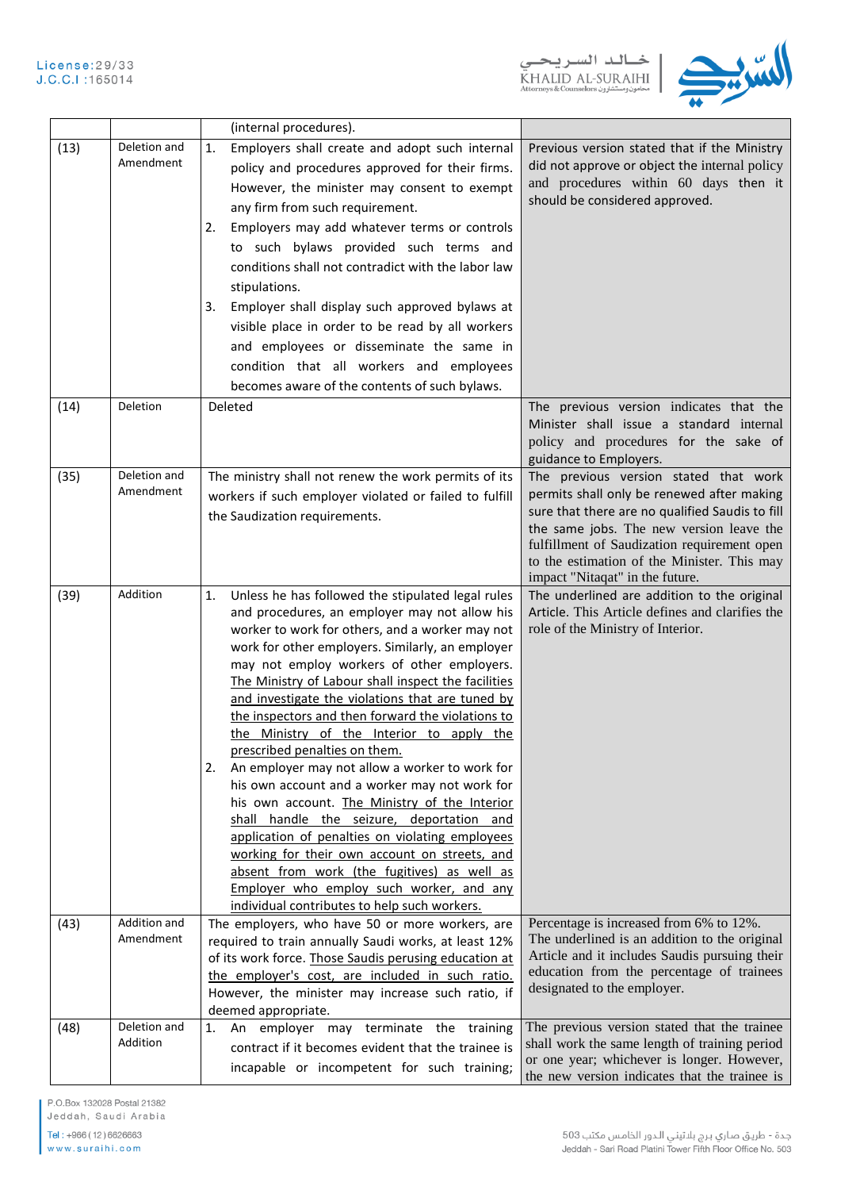| | | | |
|---|---|---|---|
| | | (internal procedures). | |
| (13) | Deletion and Amendment | 1. Employers shall create and adopt such internal policy and procedures approved for their firms. However, the minister may consent to exempt any firm from such requirement.<br>2. Employers may add whatever terms or controls to such bylaws provided such terms and conditions shall not contradict with the labor law stipulations.<br>3. Employer shall display such approved bylaws at visible place in order to be read by all workers and employees or disseminate the same in condition that all workers and employees becomes aware of the contents of such bylaws. | Previous version stated that if the Ministry did not approve or object the internal policy and procedures within 60 days then it should be considered approved. |
| (14) | Deletion | Deleted | The previous version indicates that the Minister shall issue a standard internal policy and procedures for the sake of guidance to Employers. |
| (35) | Deletion and Amendment | The ministry shall not renew the work permits of its workers if such employer violated or failed to fulfill the Saudization requirements. | The previous version stated that work permits shall only be renewed after making sure that there are no qualified Saudis to fill the same jobs. The new version leave the fulfillment of Saudization requirement open to the estimation of the Minister. This may impact "Nitaqat" in the future. |
| (39) | Addition | 1. Unless he has followed the stipulated legal rules and procedures, an employer may not allow his worker to work for others, and a worker may not work for other employers. Similarly, an employer may not employ workers of other employers. <u>The Ministry of Labour shall inspect the facilities and investigate the violations that are tuned by the inspectors and then forward the violations to the Ministry of the Interior to apply the prescribed penalties on them.</u><br>2. An employer may not allow a worker to work for his own account and a worker may not work for his own account. <u>The Ministry of the Interior shall handle the seizure, deportation and application of penalties on violating employees working for their own account on streets, and absent from work (the fugitives) as well as Employer who employ such worker, and any individual contributes to help such workers.</u> | The underlined are addition to the original Article. This Article defines and clarifies the role of the Ministry of Interior. |
| (43) | Addition and Amendment | The employers, who have 50 or more workers, are required to train annually Saudi works, at least 12% of its work force. <u>Those Saudis perusing education at the employer's cost, are included in such ratio.</u> However, the minister may increase such ratio, if deemed appropriate. | Percentage is increased from 6% to 12%. The underlined is an addition to the original Article and it includes Saudis pursuing their education from the percentage of trainees designated to the employer. |
| (48) | Deletion and Addition | 1. An employer may terminate the training contract if it becomes evident that the trainee is incapable or incompetent for such training; | The previous version stated that the trainee shall work the same length of training period or one year; whichever is longer. However, the new version indicates that the trainee is |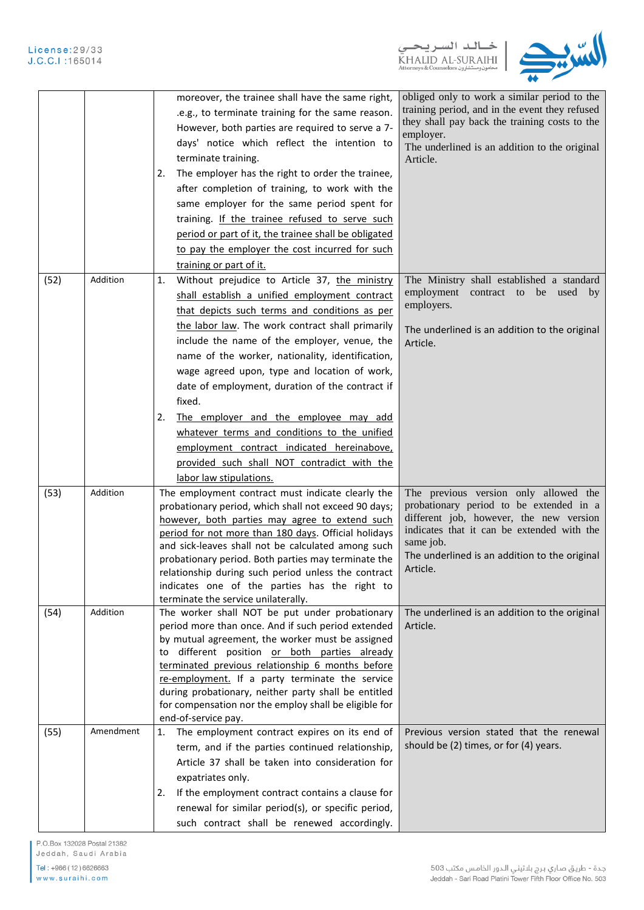| | | | |
|---|---|---|---|
| | | moreover, the trainee shall have the same right, .e.g., to terminate training for the same reason. However, both parties are required to serve a 7-days' notice which reflect the intention to terminate training.<br>2. The employer has the right to order the trainee, after completion of training, to work with the same employer for the same period spent for training. <u>If the trainee refused to serve such period or part of it, the trainee shall be obligated to pay the employer the cost incurred for such training or part of it.</u> | obliged only to work a similar period to the training period, and in the event they refused they shall pay back the training costs to the employer.<br>The underlined is an addition to the original Article. |
| (52) | Addition | 1. Without prejudice to Article 37, <u>the ministry shall establish a unified employment contract that depicts such terms and conditions as per the labor law</u>. The work contract shall primarily include the name of the employer, venue, the name of the worker, nationality, identification, wage agreed upon, type and location of work, date of employment, duration of the contract if fixed.<br>2. <u>The employer and the employee may add whatever terms and conditions to the unified employment contract indicated hereinabove, provided such shall NOT contradict with the labor law stipulations.</u> | The Ministry shall established a standard employment contract to be used by employers.<br><br>The underlined is an addition to the original Article. |
| (53) | Addition | The employment contract must indicate clearly the probationary period, which shall not exceed 90 days; <u>however, both parties may agree to extend such period for not more than 180 days</u>. Official holidays and sick-leaves shall not be calculated among such probationary period. Both parties may terminate the relationship during such period unless the contract indicates one of the parties has the right to terminate the service unilaterally. | The previous version only allowed the probationary period to be extended in a different job, however, the new version indicates that it can be extended with the same job.<br>The underlined is an addition to the original Article. |
| (54) | Addition | The worker shall NOT be put under probationary period more than once. And if such period extended by mutual agreement, the worker must be assigned to different position <u>or both parties already terminated previous relationship 6 months before re-employment.</u> If a party terminate the service during probationary, neither party shall be entitled for compensation nor the employ shall be eligible for end-of-service pay. | The underlined is an addition to the original Article. |
| (55) | Amendment | 1. The employment contract expires on its end of term, and if the parties continued relationship, Article 37 shall be taken into consideration for expatriates only.<br>2. If the employment contract contains a clause for renewal for similar period(s), or specific period, such contract shall be renewed accordingly. | Previous version stated that the renewal should be (2) times, or for (4) years. |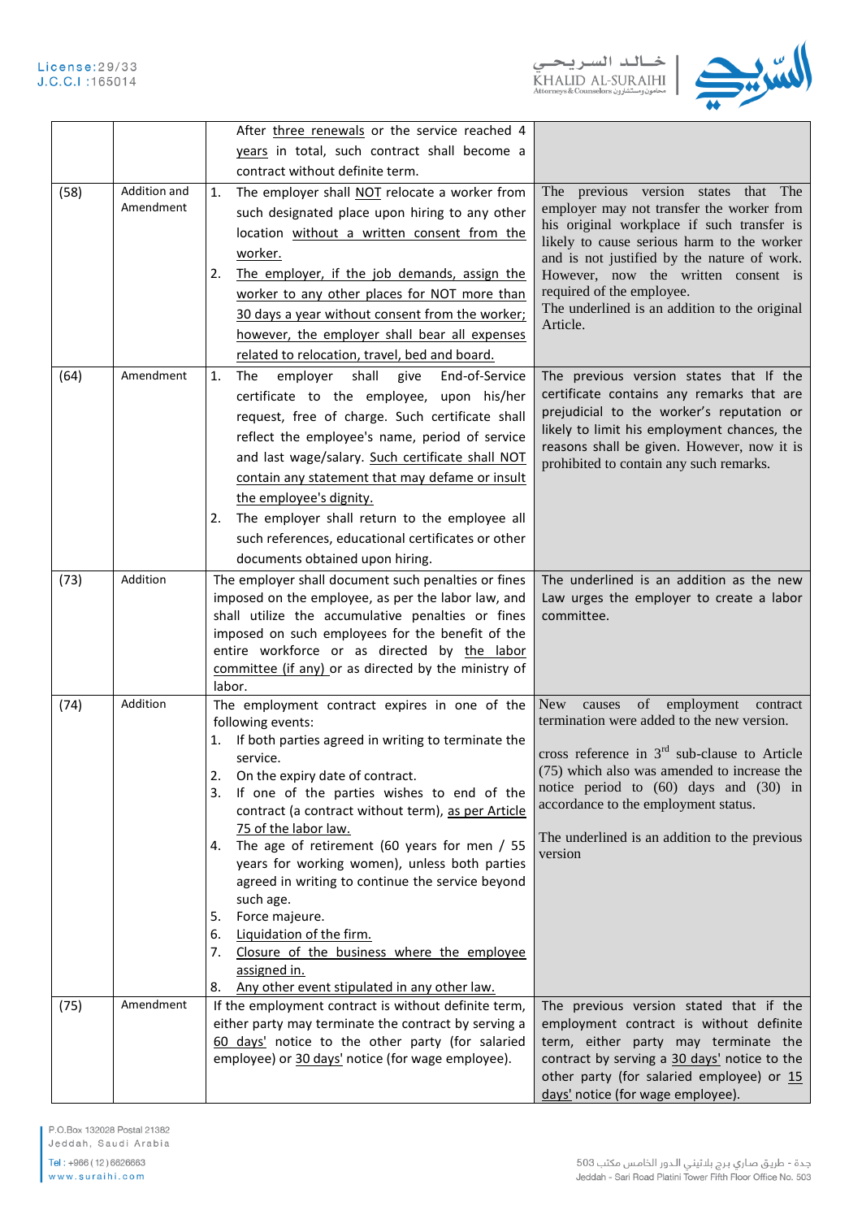| | | | |
|---|---|---|---|
| | | After <u>three renewals</u> or the service reached 4 <u>years</u> in total, such contract shall become a contract without definite term. | |
| (58) | Addition and Amendment | 1. The employer shall <u>NOT</u> relocate a worker from such designated place upon hiring to any other location <u>without a written consent from the worker.</u><br>2. <u>The employer, if the job demands, assign the worker to any other places for NOT more than 30 days a year without consent from the worker; however, the employer shall bear all expenses related to relocation, travel, bed and board.</u> | The previous version states that The employer may not transfer the worker from his original workplace if such transfer is likely to cause serious harm to the worker and is not justified by the nature of work. However, now the written consent is required of the employee.<br>The underlined is an addition to the original Article. |
| (64) | Amendment | 1. The employer shall give End-of-Service certificate to the employee, upon his/her request, free of charge. Such certificate shall reflect the employee's name, period of service and last wage/salary. <u>Such certificate shall NOT contain any statement that may defame or insult the employee's dignity.</u><br>2. The employer shall return to the employee all such references, educational certificates or other documents obtained upon hiring. | The previous version states that If the certificate contains any remarks that are prejudicial to the worker's reputation or likely to limit his employment chances, the reasons shall be given. However, now it is prohibited to contain any such remarks. |
| (73) | Addition | The employer shall document such penalties or fines imposed on the employee, as per the labor law, and shall utilize the accumulative penalties or fines imposed on such employees for the benefit of the entire workforce or as directed by <u>the labor committee (if any)</u> or as directed by the ministry of labor. | The underlined is an addition as the new Law urges the employer to create a labor committee. |
| (74) | Addition | The employment contract expires in one of the following events:<br>1. If both parties agreed in writing to terminate the service.<br>2. On the expiry date of contract.<br>3. If one of the parties wishes to end of the contract (a contract without term), <u>as per Article 75 of the labor law.</u><br>4. The age of retirement (60 years for men / 55 years for working women), unless both parties agreed in writing to continue the service beyond such age.<br>5. Force majeure.<br>6. <u>Liquidation of the firm.</u><br>7. <u>Closure of the business where the employee assigned in.</u><br>8. <u>Any other event stipulated in any other law.</u> | New causes of employment contract termination were added to the new version.<br><br>cross reference in 3rd sub-clause to Article (75) which also was amended to increase the notice period to (60) days and (30) in accordance to the employment status.<br><br>The underlined is an addition to the previous version |
| (75) | Amendment | If the employment contract is without definite term, either party may terminate the contract by serving a <u>60 days'</u> notice to the other party (for salaried employee) or <u>30 days'</u> notice (for wage employee). | The previous version stated that if the employment contract is without definite term, either party may terminate the contract by serving a <u>30 days'</u> notice to the other party (for salaried employee) or <u>15 days'</u> notice (for wage employee). |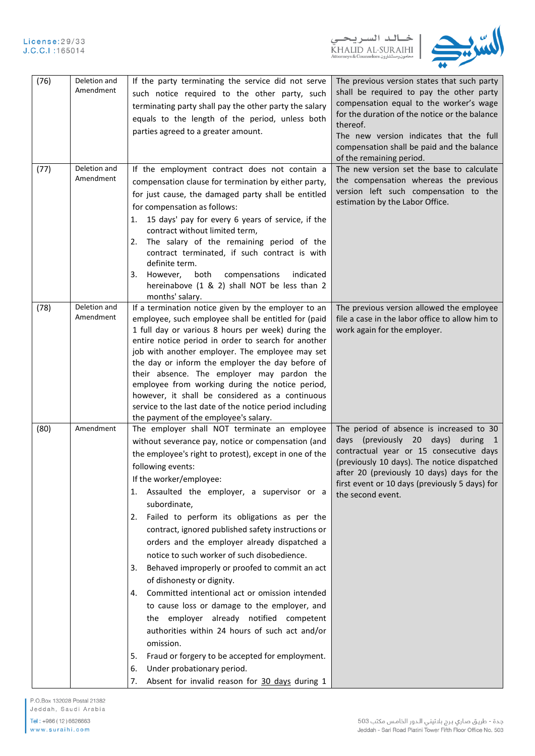| (76) | Deletion and Amendment | If the party terminating the service did not serve such notice required to the other party, such terminating party shall pay the other party the salary equals to the length of the period, unless both parties agreed to a greater amount. | The previous version states that such party shall be required to pay the other party compensation equal to the worker's wage for the duration of the notice or the balance thereof.<br>The new version indicates that the full compensation shall be paid and the balance of the remaining period. |
|---|---|---|---|
| (77) | Deletion and Amendment | If the employment contract does not contain a compensation clause for termination by either party, for just cause, the damaged party shall be entitled for compensation as follows:<br>1. 15 days' pay for every 6 years of service, if the contract without limited term,<br>2. The salary of the remaining period of the contract terminated, if such contract is with definite term.<br>3. However, both compensations indicated hereinabove (1 & 2) shall NOT be less than 2 months' salary. | The new version set the base to calculate the compensation whereas the previous version left such compensation to the estimation by the Labor Office. |
| (78) | Deletion and Amendment | If a termination notice given by the employer to an employee, such employee shall be entitled for (paid 1 full day or various 8 hours per week) during the entire notice period in order to search for another job with another employer. The employee may set the day or inform the employer the day before of their absence. The employer may pardon the employee from working during the notice period, however, it shall be considered as a continuous service to the last date of the notice period including the payment of the employee's salary. | The previous version allowed the employee file a case in the labor office to allow him to work again for the employer. |
| (80) | Amendment | The employer shall NOT terminate an employee without severance pay, notice or compensation (and the employee's right to protest), except in one of the following events:<br>If the worker/employee:<br>1. Assaulted the employer, a supervisor or a subordinate,<br>2. Failed to perform its obligations as per the contract, ignored published safety instructions or orders and the employer already dispatched a notice to such worker of such disobedience.<br>3. Behaved improperly or proofed to commit an act of dishonesty or dignity.<br>4. Committed intentional act or omission intended to cause loss or damage to the employer, and the employer already notified competent authorities within 24 hours of such act and/or omission.<br>5. Fraud or forgery to be accepted for employment.<br>6. Under probationary period.<br>7. Absent for invalid reason for 30 days during 1 | The period of absence is increased to 30 days (previously 20 days) during 1 contractual year or 15 consecutive days (previously 10 days). The notice dispatched after 20 (previously 10 days) days for the first event or 10 days (previously 5 days) for the second event. |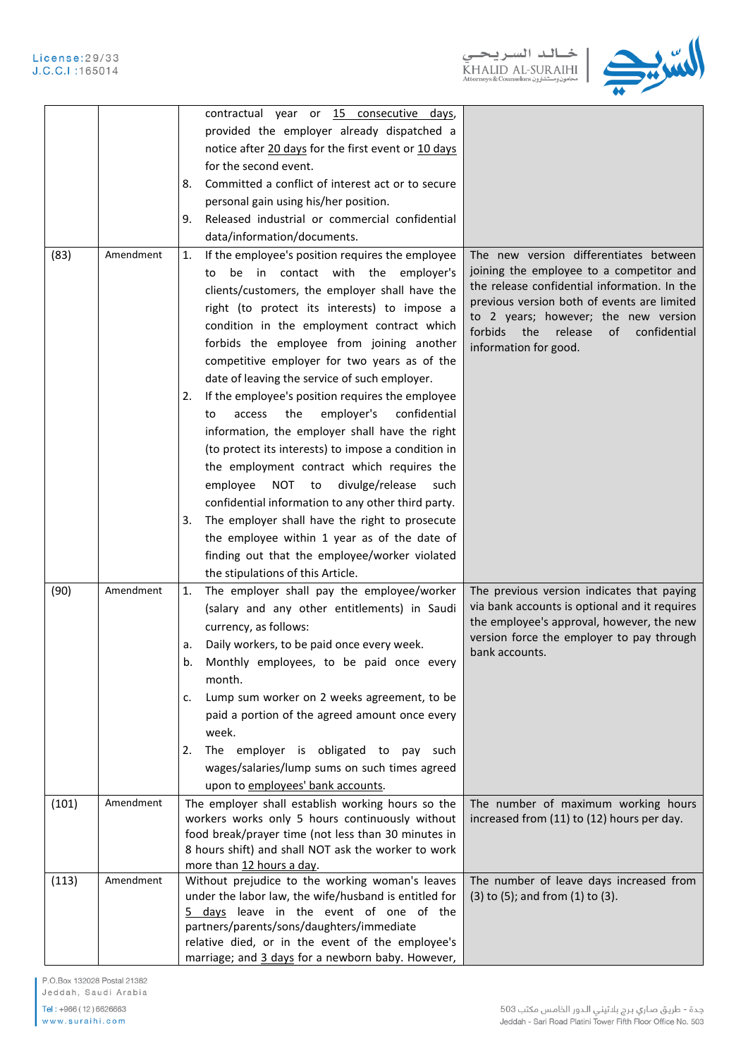| | | | |
|---|---|---|---|
| | | contractual year or 15 consecutive days, provided the employer already dispatched a notice after 20 days for the first event or 10 days for the second event.<br>8. Committed a conflict of interest act or to secure personal gain using his/her position.<br>9. Released industrial or commercial confidential data/information/documents. | |
| (83) | Amendment | 1. If the employee's position requires the employee to be in contact with the employer's clients/customers, the employer shall have the right (to protect its interests) to impose a condition in the employment contract which forbids the employee from joining another competitive employer for two years as of the date of leaving the service of such employer.<br>2. If the employee's position requires the employee to access the employer's confidential information, the employer shall have the right (to protect its interests) to impose a condition in the employment contract which requires the employee NOT to divulge/release such confidential information to any other third party.<br>3. The employer shall have the right to prosecute the employee within 1 year as of the date of finding out that the employee/worker violated the stipulations of this Article. | The new version differentiates between joining the employee to a competitor and the release confidential information. In the previous version both of events are limited to 2 years; however; the new version forbids the release of confidential information for good. |
| (90) | Amendment | 1. The employer shall pay the employee/worker (salary and any other entitlements) in Saudi currency, as follows:<br>a. Daily workers, to be paid once every week.<br>b. Monthly employees, to be paid once every month.<br>c. Lump sum worker on 2 weeks agreement, to be paid a portion of the agreed amount once every week.<br>2. The employer is obligated to pay such wages/salaries/lump sums on such times agreed upon to employees' bank accounts. | The previous version indicates that paying via bank accounts is optional and it requires the employee's approval, however, the new version force the employer to pay through bank accounts. |
| (101) | Amendment | The employer shall establish working hours so the workers works only 5 hours continuously without food break/prayer time (not less than 30 minutes in 8 hours shift) and shall NOT ask the worker to work more than 12 hours a day. | The number of maximum working hours increased from (11) to (12) hours per day. |
| (113) | Amendment | Without prejudice to the working woman's leaves under the labor law, the wife/husband is entitled for 5 days leave in the event of one of the partners/parents/sons/daughters/immediate relative died, or in the event of the employee's marriage; and 3 days for a newborn baby. However, | The number of leave days increased from (3) to (5); and from (1) to (3). |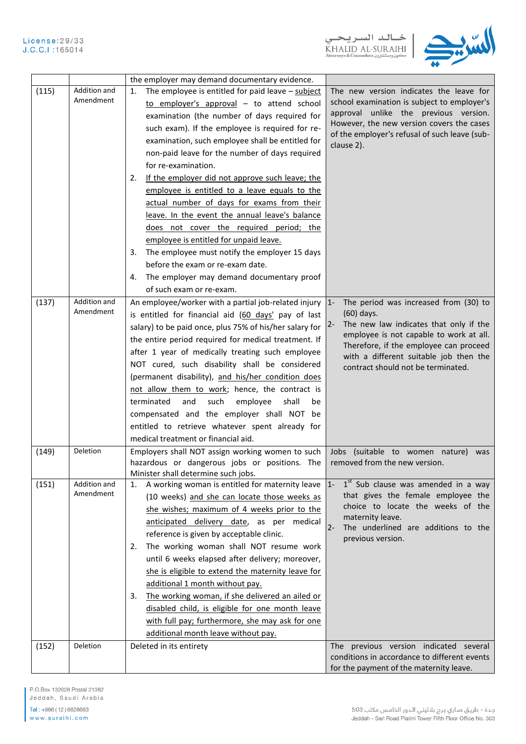| | | | |
|---|---|---|---|
| | | the employer may demand documentary evidence. | |
| (115) | Addition and Amendment | 1. The employee is entitled for paid leave – subject to employer's approval – to attend school examination (the number of days required for such exam). If the employee is required for re-examination, such employee shall be entitled for non-paid leave for the number of days required for re-examination.<br>2. If the employer did not approve such leave; the employee is entitled to a leave equals to the actual number of days for exams from their leave. In the event the annual leave's balance does not cover the required period; the employee is entitled for unpaid leave.<br>3. The employee must notify the employer 15 days before the exam or re-exam date.<br>4. The employer may demand documentary proof of such exam or re-exam. | The new version indicates the leave for school examination is subject to employer's approval unlike the previous version. However, the new version covers the cases of the employer's refusal of such leave (sub-clause 2). |
| (137) | Addition and Amendment | An employee/worker with a partial job-related injury is entitled for financial aid (60 days' pay of last salary) to be paid once, plus 75% of his/her salary for the entire period required for medical treatment. If after 1 year of medically treating such employee NOT cured, such disability shall be considered (permanent disability), and his/her condition does not allow them to work; hence, the contract is terminated and such employee shall be compensated and the employer shall NOT be entitled to retrieve whatever spent already for medical treatment or financial aid. | 1- The period was increased from (30) to (60) days.<br>2- The new law indicates that only if the employee is not capable to work at all. Therefore, if the employee can proceed with a different suitable job then the contract should not be terminated. |
| (149) | Deletion | Employers shall NOT assign working women to such hazardous or dangerous jobs or positions. The Minister shall determine such jobs. | Jobs (suitable to women nature) was removed from the new version. |
| (151) | Addition and Amendment | 1. A working woman is entitled for maternity leave (10 weeks) and she can locate those weeks as she wishes; maximum of 4 weeks prior to the anticipated delivery date, as per medical reference is given by acceptable clinic.<br>2. The working woman shall NOT resume work until 6 weeks elapsed after delivery; moreover, she is eligible to extend the maternity leave for additional 1 month without pay.<br>3. The working woman, if she delivered an ailed or disabled child, is eligible for one month leave with full pay; furthermore, she may ask for one additional month leave without pay. | 1- 1st Sub clause was amended in a way that gives the female employee the choice to locate the weeks of the maternity leave.<br>2- The underlined are additions to the previous version. |
| (152) | Deletion | Deleted in its entirety | The previous version indicated several conditions in accordance to different events for the payment of the maternity leave. |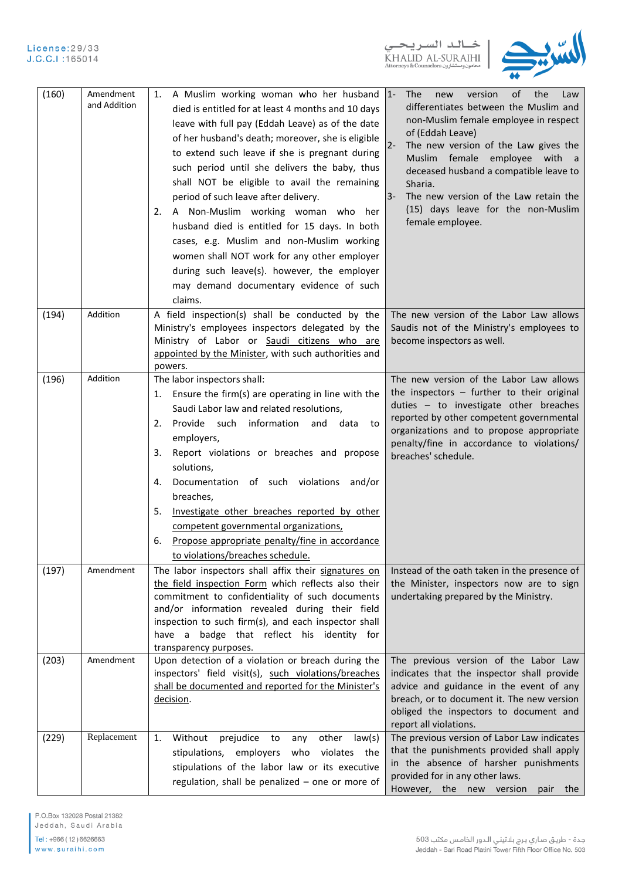| | | | |
|---|---|---|---|
| (160) | Amendment and Addition | 1. A Muslim working woman who her husband died is entitled for at least 4 months and 10 days leave with full pay (Eddah Leave) as of the date of her husband's death; moreover, she is eligible to extend such leave if she is pregnant during such period until she delivers the baby, thus shall NOT be eligible to avail the remaining period of such leave after delivery.<br>2. A Non-Muslim working woman who her husband died is entitled for 15 days. In both cases, e.g. Muslim and non-Muslim working women shall NOT work for any other employer during such leave(s). however, the employer may demand documentary evidence of such claims. | 1- The new version of the Law differentiates between the Muslim and non-Muslim female employee in respect of (Eddah Leave)<br>2- The new version of the Law gives the Muslim female employee with a deceased husband a compatible leave to Sharia.<br>3- The new version of the Law retain the (15) days leave for the non-Muslim female employee. |
| (194) | Addition | A field inspection(s) shall be conducted by the Ministry's employees inspectors delegated by the Ministry of Labor or <u>Saudi citizens who are appointed by the Minister</u>, with such authorities and powers. | The new version of the Labor Law allows Saudis not of the Ministry's employees to become inspectors as well. |
| (196) | Addition | The labor inspectors shall:<br>1. Ensure the firm(s) are operating in line with the Saudi Labor law and related resolutions,<br>2. Provide such information and data to employers,<br>3. Report violations or breaches and propose solutions,<br>4. Documentation of such violations and/or breaches,<br>5. <u>Investigate other breaches reported by other competent governmental organizations,</u><br>6. <u>Propose appropriate penalty/fine in accordance to violations/breaches schedule.</u> | The new version of the Labor Law allows the inspectors – further to their original duties – to investigate other breaches reported by other competent governmental organizations and to propose appropriate penalty/fine in accordance to violations/ breaches' schedule. |
| (197) | Amendment | The labor inspectors shall affix their <u>signatures on the field inspection Form</u> which reflects also their commitment to confidentiality of such documents and/or information revealed during their field inspection to such firm(s), and each inspector shall have a badge that reflect his identity for transparency purposes. | Instead of the oath taken in the presence of the Minister, inspectors now are to sign undertaking prepared by the Ministry. |
| (203) | Amendment | Upon detection of a violation or breach during the inspectors' field visit(s), <u>such violations/breaches shall be documented and reported for the Minister's decision</u>. | The previous version of the Labor Law indicates that the inspector shall provide advice and guidance in the event of any breach, or to document it. The new version obliged the inspectors to document and report all violations. |
| (229) | Replacement | 1. Without prejudice to any other law(s) stipulations, employers who violates the stipulations of the labor law or its executive regulation, shall be penalized – one or more of | The previous version of Labor Law indicates that the punishments provided shall apply in the absence of harsher punishments provided for in any other laws.<br>However, the new version pair the |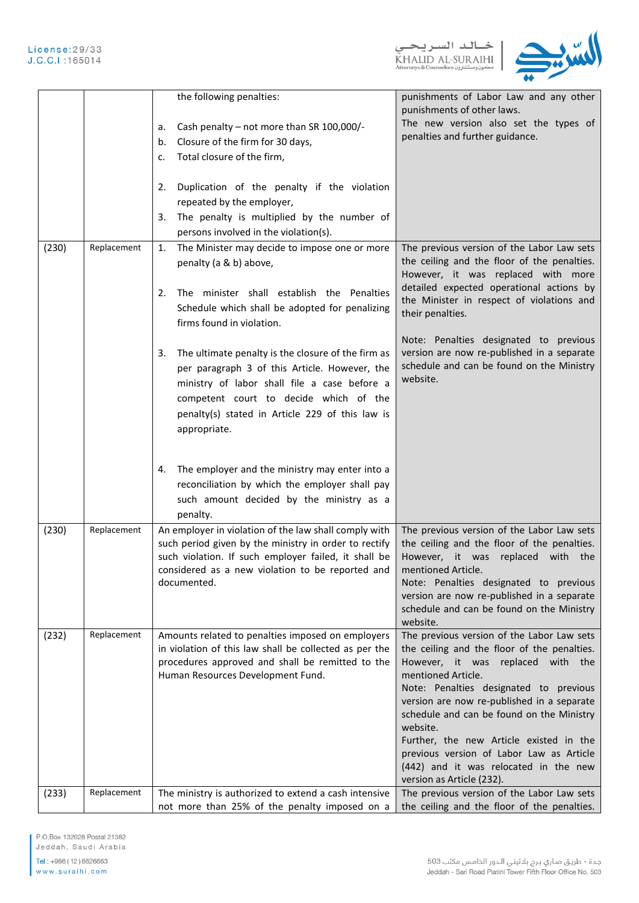| | | | |
|---|---|---|---|
| | | the following penalties:<br><br>a. Cash penalty – not more than SR 100,000/-<br>b. Closure of the firm for 30 days,<br>c. Total closure of the firm,<br><br>2. Duplication of the penalty if the violation repeated by the employer,<br>3. The penalty is multiplied by the number of persons involved in the violation(s). | punishments of Labor Law and any other punishments of other laws.<br>The new version also set the types of penalties and further guidance. |
| (230) | Replacement | 1. The Minister may decide to impose one or more penalty (a & b) above,<br><br>2. The minister shall establish the Penalties Schedule which shall be adopted for penalizing firms found in violation.<br><br>3. The ultimate penalty is the closure of the firm as per paragraph 3 of this Article. However, the ministry of labor shall file a case before a competent court to decide which of the penalty(s) stated in Article 229 of this law is appropriate.<br><br>4. The employer and the ministry may enter into a reconciliation by which the employer shall pay such amount decided by the ministry as a penalty. | The previous version of the Labor Law sets the ceiling and the floor of the penalties. However, it was replaced with more detailed expected operational actions by the Minister in respect of violations and their penalties.<br><br>Note: Penalties designated to previous version are now re-published in a separate schedule and can be found on the Ministry website. |
| (230) | Replacement | An employer in violation of the law shall comply with such period given by the ministry in order to rectify such violation. If such employer failed, it shall be considered as a new violation to be reported and documented. | The previous version of the Labor Law sets the ceiling and the floor of the penalties. However, it was replaced with the mentioned Article.<br>Note: Penalties designated to previous version are now re-published in a separate schedule and can be found on the Ministry website. |
| (232) | Replacement | Amounts related to penalties imposed on employers in violation of this law shall be collected as per the procedures approved and shall be remitted to the Human Resources Development Fund. | The previous version of the Labor Law sets the ceiling and the floor of the penalties. However, it was replaced with the mentioned Article.<br>Note: Penalties designated to previous version are now re-published in a separate schedule and can be found on the Ministry website.<br>Further, the new Article existed in the previous version of Labor Law as Article (442) and it was relocated in the new version as Article (232). |
| (233) | Replacement | The ministry is authorized to extend a cash intensive not more than 25% of the penalty imposed on a | The previous version of the Labor Law sets the ceiling and the floor of the penalties. |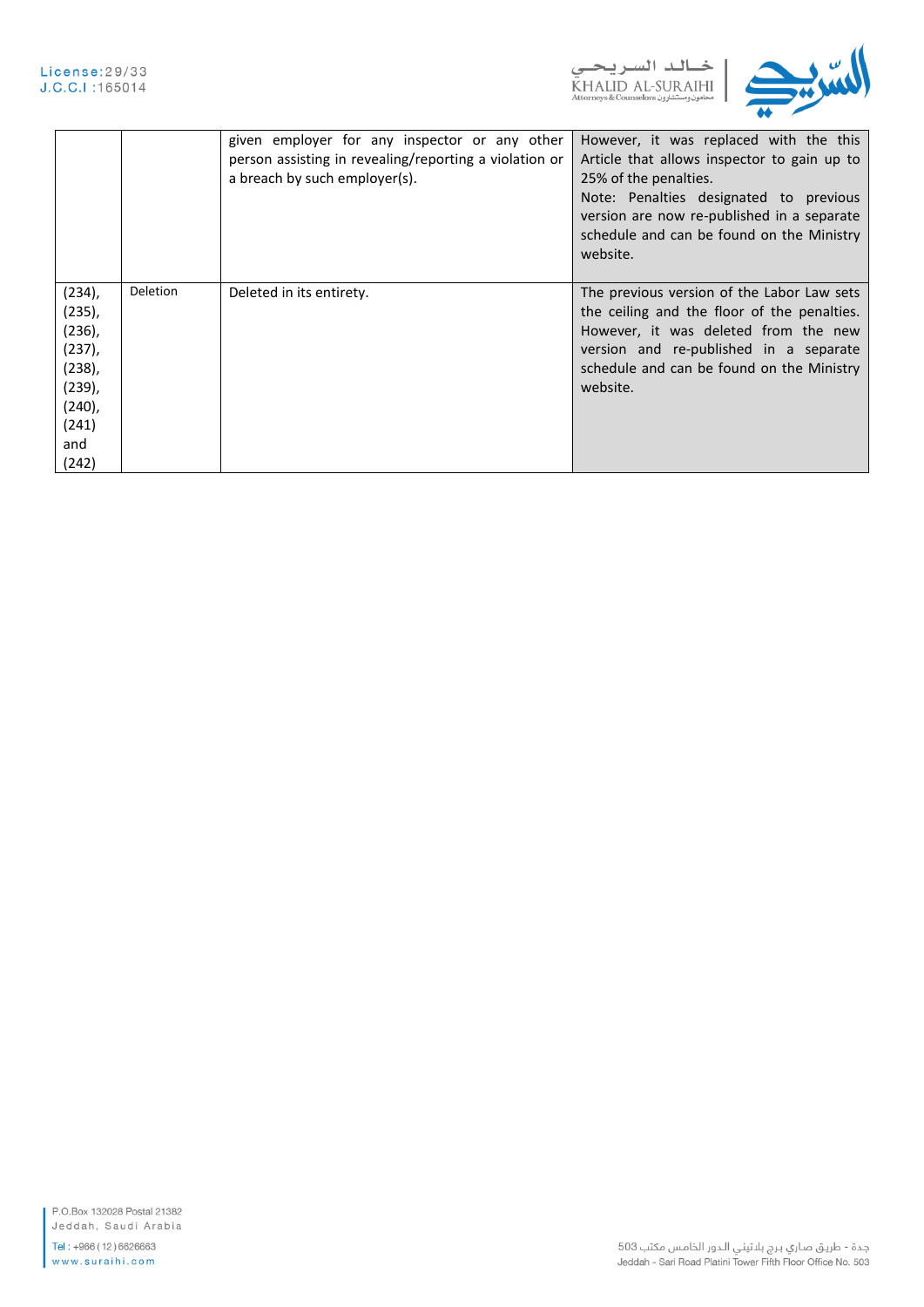| | | | |
|---|---|---|---|
| | | given employer for any inspector or any other person assisting in revealing/reporting a violation or a breach by such employer(s). | However, it was replaced with the this Article that allows inspector to gain up to 25% of the penalties.<br>Note: Penalties designated to previous version are now re-published in a separate schedule and can be found on the Ministry website. |
| (234), (235), (236), (237), (238), (239), (240), (241) and (242) | Deletion | Deleted in its entirety. | The previous version of the Labor Law sets the ceiling and the floor of the penalties. However, it was deleted from the new version and re-published in a separate schedule and can be found on the Ministry website. |